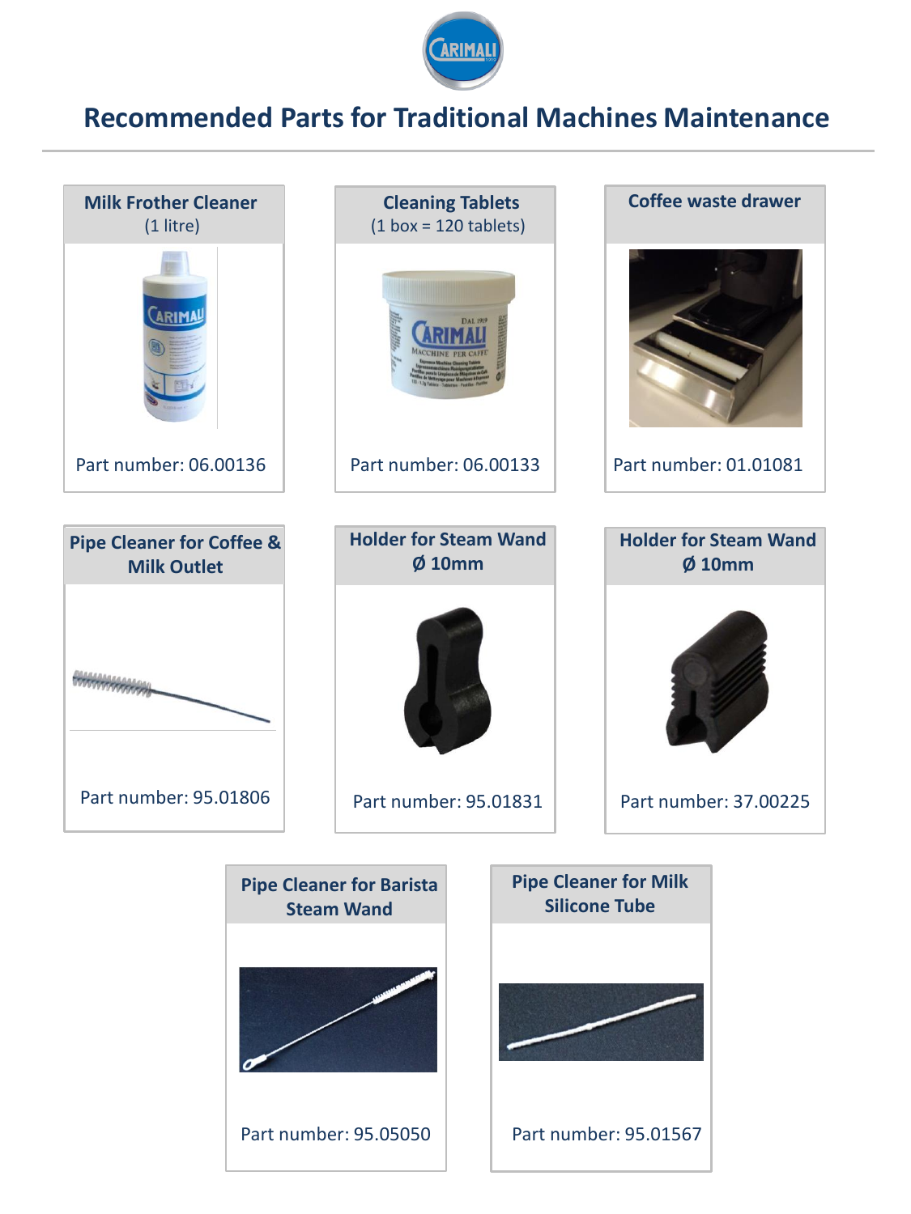# Recommended Parts for Traditional Machines Maintenance

### Milk Frother Cleaner
(1 litre)

Part number: 06.00136

### Cleaning Tablets
(1 box = 120 tablets)

Part number: 06.00133

### Coffee waste drawer

Part number: 01.01081

### Pipe Cleaner for Coffee & Milk Outlet

Part number: 95.01806

### Holder for Steam Wand Ø 10mm

Part number: 95.01831

### Holder for Steam Wand Ø 10mm

Part number: 37.00225

### Pipe Cleaner for Barista Steam Wand

Part number: 95.05050

### Pipe Cleaner for Milk Silicone Tube

Part number: 95.01567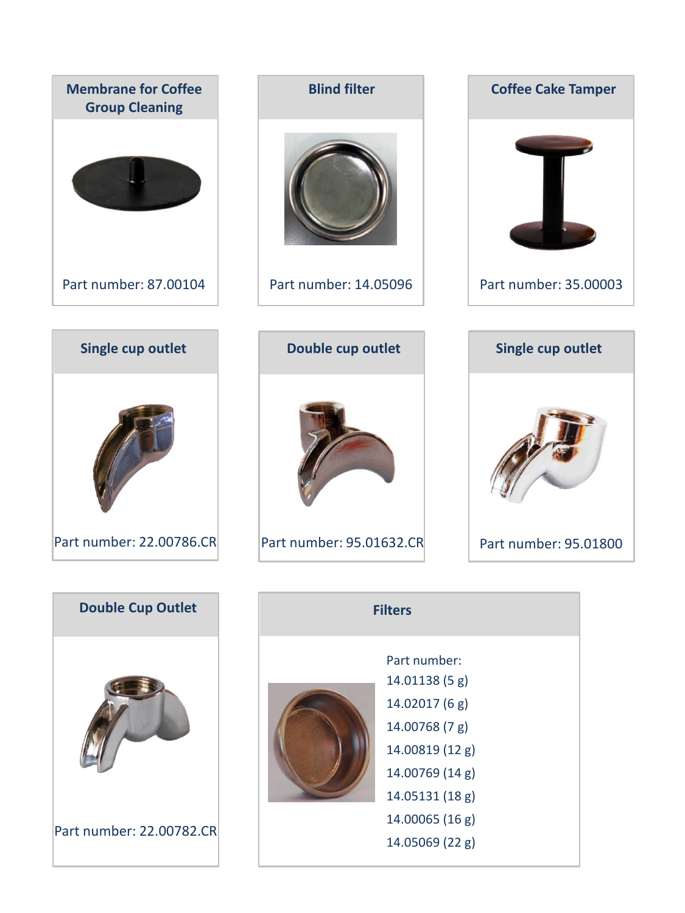### Membrane for Coffee Group Cleaning

Part number: 87.00104

### Blind filter

Part number: 14.05096

### Coffee Cake Tamper

Part number: 35.00003

### Single cup outlet

Part number: 22.00786.CR

### Double cup outlet

Part number: 95.01632.CR

### Single cup outlet

Part number: 95.01800

### Double Cup Outlet

Part number: 22.00782.CR

### Filters

Part number:
- 14.01138 (5 g)
- 14.02017 (6 g)
- 14.00768 (7 g)
- 14.00819 (12 g)
- 14.00769 (14 g)
- 14.05131 (18 g)
- 14.00065 (16 g)
- 14.05069 (22 g)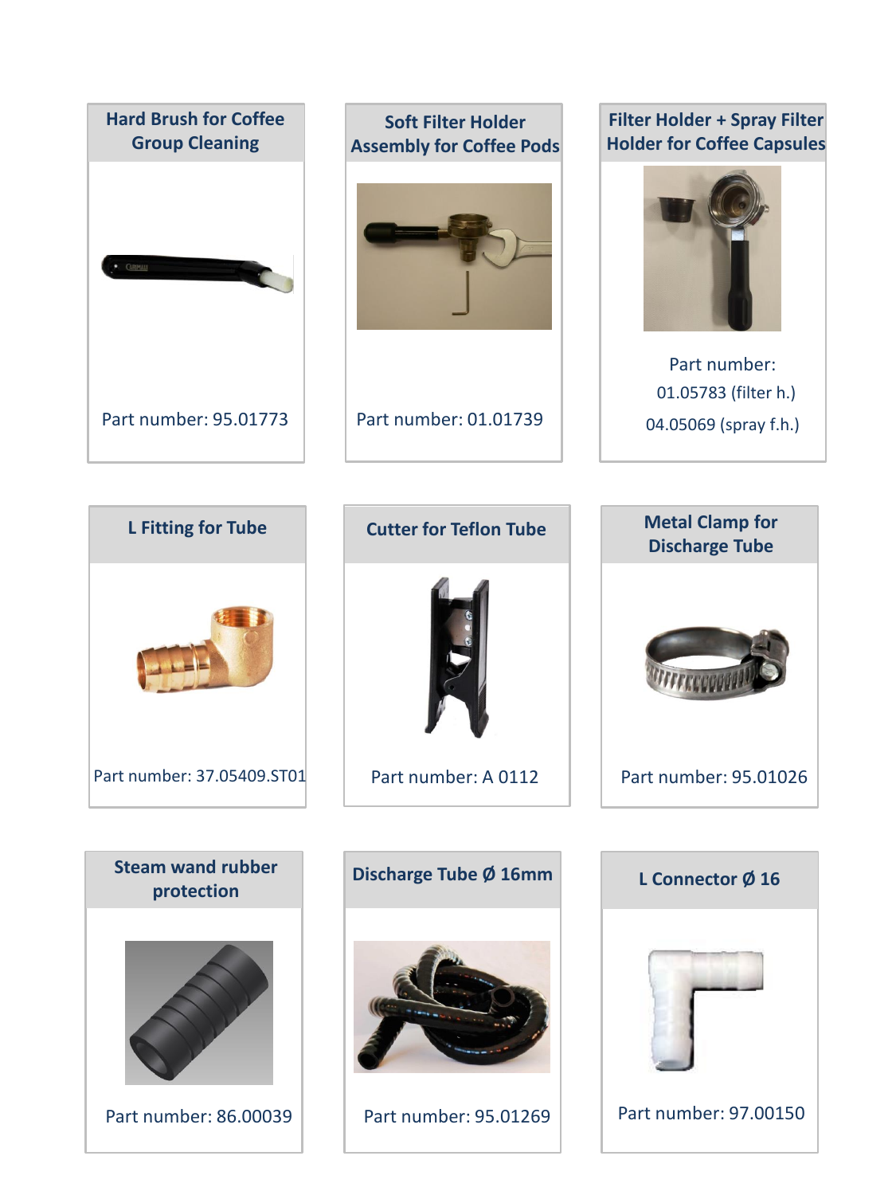### Hard Brush for Coffee Group Cleaning

Part number: 95.01773

### Soft Filter Holder Assembly for Coffee Pods

Part number: 01.01739

### Filter Holder + Spray Filter Holder for Coffee Capsules

Part number:
01.05783 (filter h.)
04.05069 (spray f.h.)

### L Fitting for Tube

Part number: 37.05409.ST01

### Cutter for Teflon Tube

Part number: A 0112

### Metal Clamp for Discharge Tube

Part number: 95.01026

### Steam wand rubber protection

Part number: 86.00039

### Discharge Tube Ø 16mm

Part number: 95.01269

### L Connector Ø 16

Part number: 97.00150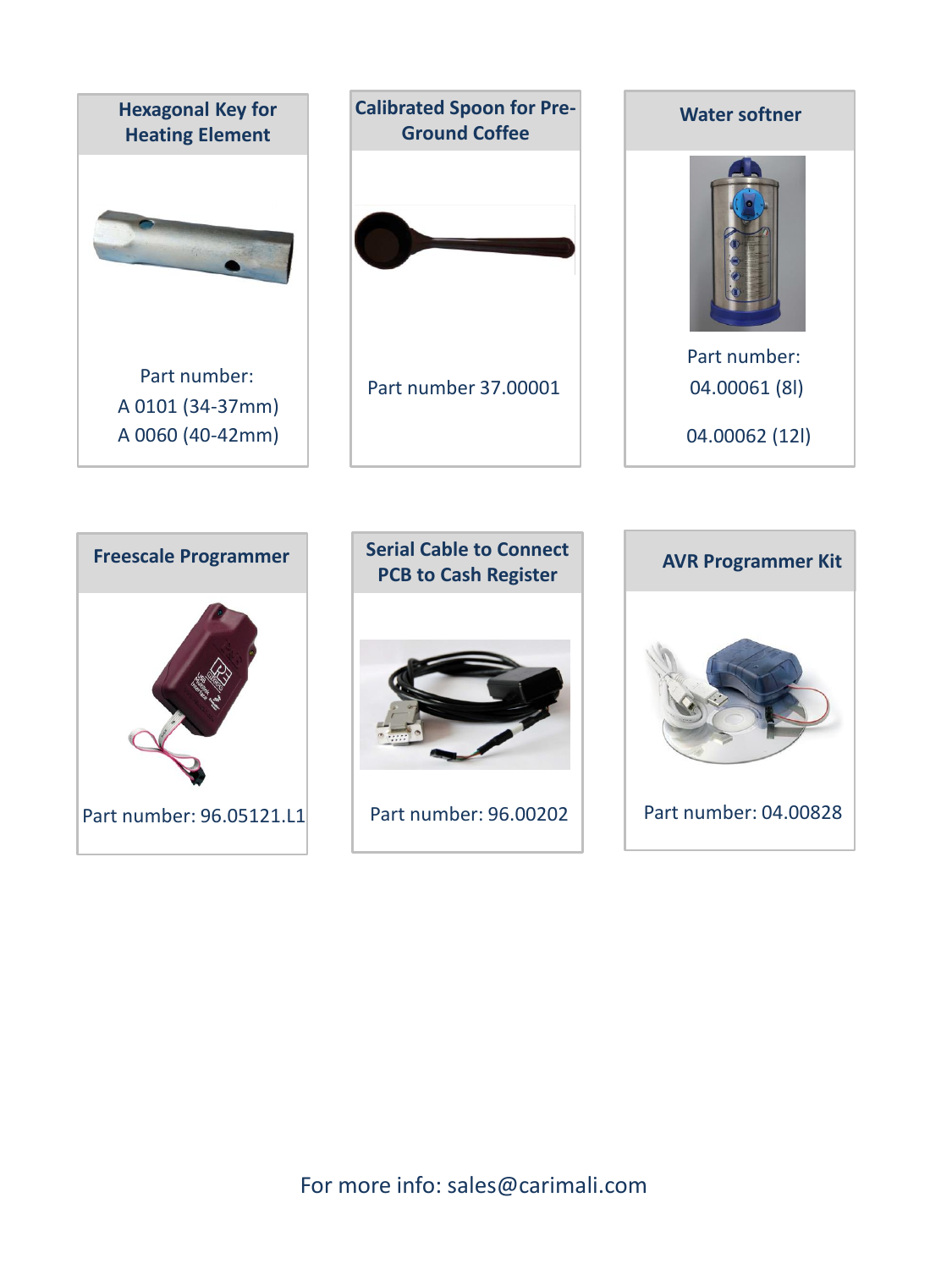### Hexagonal Key for Heating Element

Part number:
A 0101 (34-37mm)
A 0060 (40-42mm)

### Calibrated Spoon for Pre-Ground Coffee

Part number 37.00001

### Water softner

Part number:
04.00061 (8l)

04.00062 (12l)

### Freescale Programmer

Part number: 96.05121.L1

### Serial Cable to Connect PCB to Cash Register

Part number: 96.00202

### AVR Programmer Kit

Part number: 04.00828

For more info: sales@carimali.com